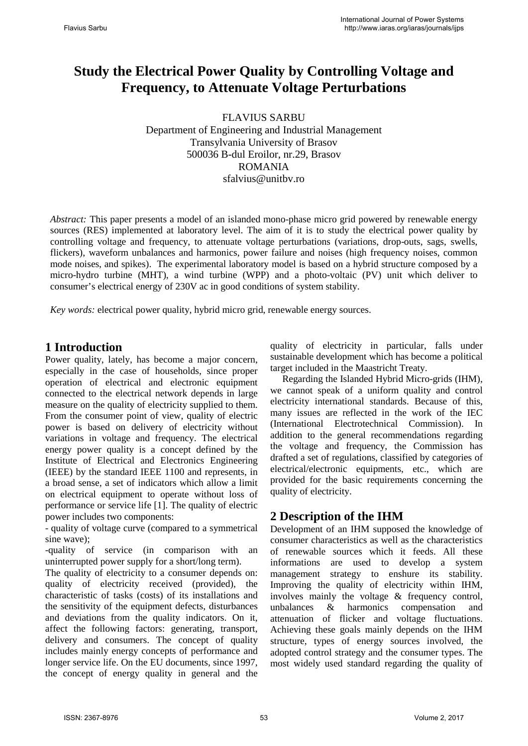# Study the Electrical Power Quality by Controlling Voltage and Frequency, to Attenuate Voltage Perturbations

FLAVIUS SARBU
Department of Engineering and Industrial Management
Transylvania University of Brasov
500036 B-dul Eroilor, nr.29, Brasov
ROMANIA
sfalvius@unitbv.ro

*Abstract:* This paper presents a model of an islanded mono-phase micro grid powered by renewable energy sources (RES) implemented at laboratory level. The aim of it is to study the electrical power quality by controlling voltage and frequency, to attenuate voltage perturbations (variations, drop-outs, sags, swells, flickers), waveform unbalances and harmonics, power failure and noises (high frequency noises, common mode noises, and spikes). The experimental laboratory model is based on a hybrid structure composed by a micro-hydro turbine (MHT), a wind turbine (WPP) and a photo-voltaic (PV) unit which deliver to consumer's electrical energy of 230V ac in good conditions of system stability.

*Key words:* electrical power quality, hybrid micro grid, renewable energy sources.

## 1 Introduction

Power quality, lately, has become a major concern, especially in the case of households, since proper operation of electrical and electronic equipment connected to the electrical network depends in large measure on the quality of electricity supplied to them. From the consumer point of view, quality of electric power is based on delivery of electricity without variations in voltage and frequency. The electrical energy power quality is a concept defined by the Institute of Electrical and Electronics Engineering (IEEE) by the standard IEEE 1100 and represents, in a broad sense, a set of indicators which allow a limit on electrical equipment to operate without loss of performance or service life [1]. The quality of electric power includes two components:

- quality of voltage curve (compared to a symmetrical sine wave);

-quality of service (in comparison with an uninterrupted power supply for a short/long term).

The quality of electricity to a consumer depends on: quality of electricity received (provided), the characteristic of tasks (costs) of its installations and the sensitivity of the equipment defects, disturbances and deviations from the quality indicators. On it, affect the following factors: generating, transport, delivery and consumers. The concept of quality includes mainly energy concepts of performance and longer service life. On the EU documents, since 1997, the concept of energy quality in general and the quality of electricity in particular, falls under sustainable development which has become a political target included in the Maastricht Treaty.

Regarding the Islanded Hybrid Micro-grids (IHM), we cannot speak of a uniform quality and control electricity international standards. Because of this, many issues are reflected in the work of the IEC (International Electrotechnical Commission). In addition to the general recommendations regarding the voltage and frequency, the Commission has drafted a set of regulations, classified by categories of electrical/electronic equipments, etc., which are provided for the basic requirements concerning the quality of electricity.

## 2 Description of the IHM

Development of an IHM supposed the knowledge of consumer characteristics as well as the characteristics of renewable sources which it feeds. All these informations are used to develop a system management strategy to enshure its stability. Improving the quality of electricity within IHM, involves mainly the voltage & frequency control, unbalances & harmonics compensation and attenuation of flicker and voltage fluctuations. Achieving these goals mainly depends on the IHM structure, types of energy sources involved, the adopted control strategy and the consumer types. The most widely used standard regarding the quality of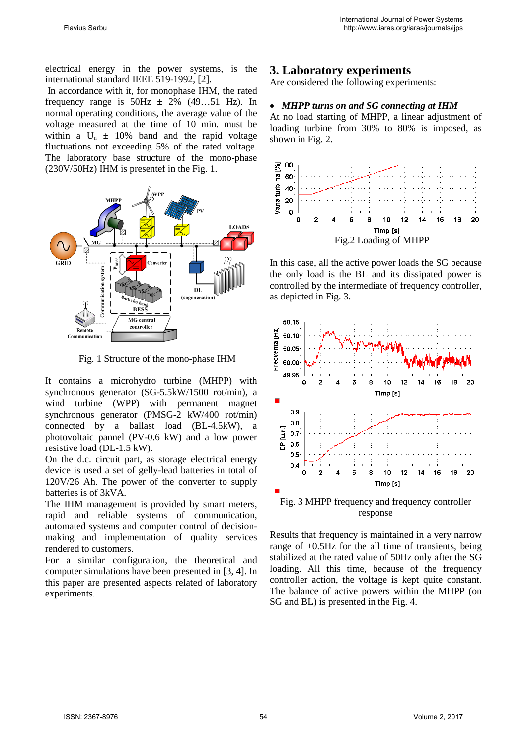electrical energy in the power systems, is the international standard IEEE 519-1992, [2].

In accordance with it, for monophase IHM, the rated frequency range is 50Hz ± 2% (49…51 Hz). In normal operating conditions, the average value of the voltage measured at the time of 10 min. must be within a $U_n$ ± 10% band and the rapid voltage fluctuations not exceeding 5% of the rated voltage. The laboratory base structure of the mono-phase (230V/50Hz) IHM is presentef in the Fig. 1.

Fig. 1 Structure of the mono-phase IHM

It contains a microhydro turbine (MHPP) with synchronous generator (SG-5.5kW/1500 rot/min), a wind turbine (WPP) with permanent magnet synchronous generator (PMSG-2 kW/400 rot/min) connected by a ballast load (BL-4.5kW), a photovoltaic pannel (PV-0.6 kW) and a low power resistive load (DL-1.5 kW).

On the d.c. circuit part, as storage electrical energy device is used a set of gelly-lead batteries in total of 120V/26 Ah. The power of the converter to supply batteries is of 3kVA.

The IHM management is provided by smart meters, rapid and reliable systems of communication, automated systems and computer control of decision-making and implementation of quality services rendered to customers.

For a similar configuration, the theoretical and computer simulations have been presented in [3, 4]. In this paper are presented aspects related of laboratory experiments.

## 3. Laboratory experiments

Are considered the following experiments:

- ***MHPP turns on and SG connecting at IHM***

At no load starting of MHPP, a linear adjustment of loading turbine from 30% to 80% is imposed, as shown in Fig. 2.

Fig.2 Loading of MHPP

In this case, all the active power loads the SG because the only load is the BL and its dissipated power is controlled by the intermediate of frequency controller, as depicted in Fig. 3.

Fig. 3 MHPP frequency and frequency controller response

Results that frequency is maintained in a very narrow range of ±0.5Hz for the all time of transients, being stabilized at the rated value of 50Hz only after the SG loading. All this time, because of the frequency controller action, the voltage is kept quite constant. The balance of active powers within the MHPP (on SG and BL) is presented in the Fig. 4.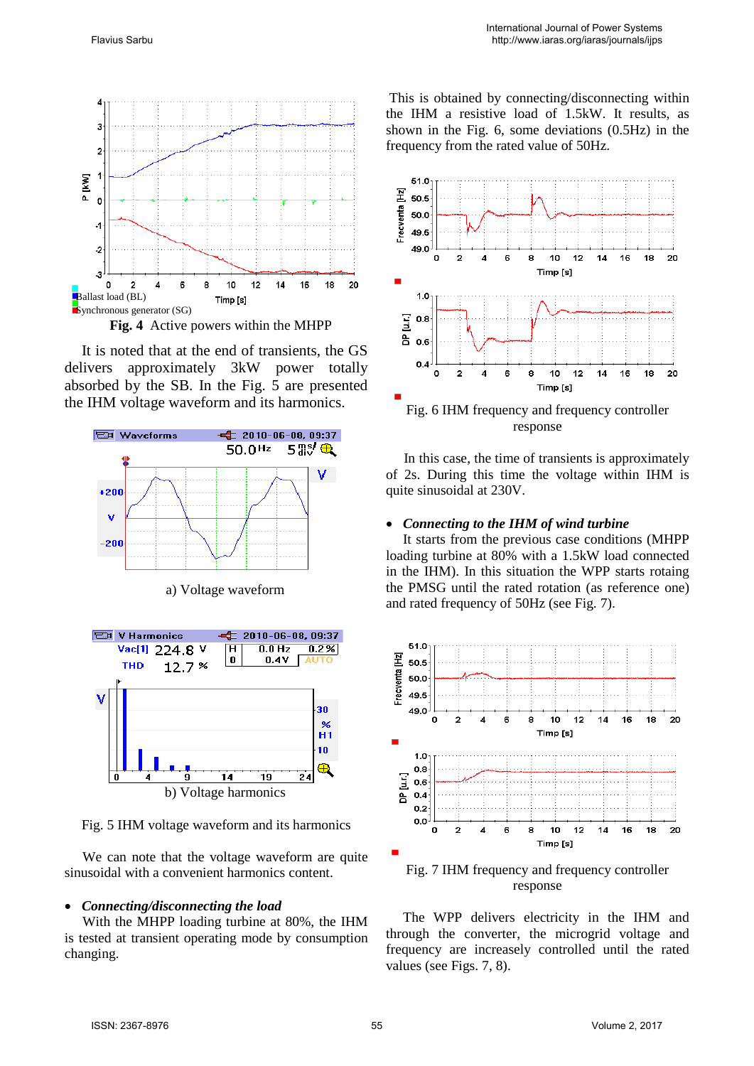Ballast load (BL)

Synchronous generator (SG)

**Fig. 4** Active powers within the MHPP

It is noted that at the end of transients, the GS delivers approximately 3kW power totally absorbed by the SB. In the Fig. 5 are presented the IHM voltage waveform and its harmonics.

a) Voltage waveform

b) Voltage harmonics

Fig. 5 IHM voltage waveform and its harmonics

We can note that the voltage waveform are quite sinusoidal with a convenient harmonics content.

- ***Connecting/disconnecting the load***

With the MHPP loading turbine at 80%, the IHM is tested at transient operating mode by consumption changing.

This is obtained by connecting/disconnecting within the IHM a resistive load of 1.5kW. It results, as shown in the Fig. 6, some deviations (0.5Hz) in the frequency from the rated value of 50Hz.

Fig. 6 IHM frequency and frequency controller response

In this case, the time of transients is approximately of 2s. During this time the voltage within IHM is quite sinusoidal at 230V.

- ***Connecting to the IHM of wind turbine***

It starts from the previous case conditions (MHPP loading turbine at 80% with a 1.5kW load connected in the IHM). In this situation the WPP starts rotaing the PMSG until the rated rotation (as reference one) and rated frequency of 50Hz (see Fig. 7).

Fig. 7 IHM frequency and frequency controller response

The WPP delivers electricity in the IHM and through the converter, the microgrid voltage and frequency are increasely controlled until the rated values (see Figs. 7, 8).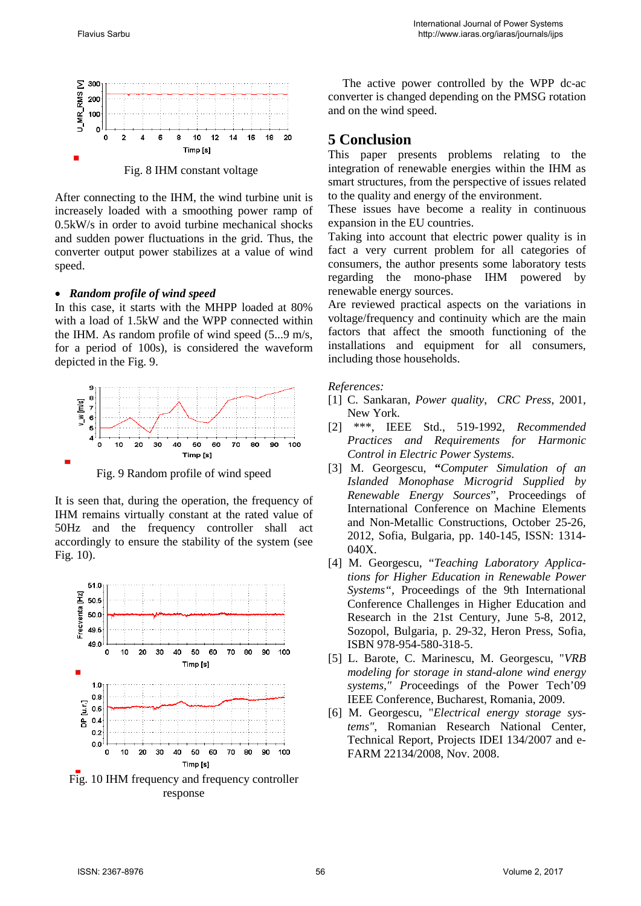U_MR_RMS [V]
300
200
100
0
0 2 4 6 8 10 12 14 16 18 20
Timp [s]

Fig. 8 IHM constant voltage

After connecting to the IHM, the wind turbine unit is increasely loaded with a smoothing power ramp of 0.5kW/s in order to avoid turbine mechanical shocks and sudden power fluctuations in the grid. Thus, the converter output power stabilizes at a value of wind speed.

- ***Random profile of wind speed***

In this case, it starts with the MHPP loaded at 80% with a load of 1.5kW and the WPP connected within the IHM. As random profile of wind speed (5...9 m/s, for a period of 100s), is considered the waveform depicted in the Fig. 9.

v_w [m/s]
9
8
7
6
5
4
0 10 20 30 40 50 60 70 80 90 100
Timp [s]

Fig. 9 Random profile of wind speed

It is seen that, during the operation, the frequency of IHM remains virtually constant at the rated value of 50Hz and the frequency controller shall act accordingly to ensure the stability of the system (see Fig. 10).

Frecventa [Hz]
51.0
50.5
50.0
49.5
49.0
0 10 20 30 40 50 60 70 80 90 100
Timp [s]

DP [u.r.]
1.0
0.8
0.6
0.4
0.2
0.0
0 10 20 30 40 50 60 70 80 90 100
Timp [s]

Fig. 10 IHM frequency and frequency controller response

The active power controlled by the WPP dc-ac converter is changed depending on the PMSG rotation and on the wind speed.

## 5 Conclusion

This paper presents problems relating to the integration of renewable energies within the IHM as smart structures, from the perspective of issues related to the quality and energy of the environment.

These issues have become a reality in continuous expansion in the EU countries.

Taking into account that electric power quality is in fact a very current problem for all categories of consumers, the author presents some laboratory tests regarding the mono-phase IHM powered by renewable energy sources.

Are reviewed practical aspects on the variations in voltage/frequency and continuity which are the main factors that affect the smooth functioning of the installations and equipment for all consumers, including those households.

*References:*

[1] C. Sankaran, *Power quality*, *CRC Press*, 2001, New York.

[2] ***, IEEE Std., 519-1992, *Recommended Practices and Requirements for Harmonic Control in Electric Power Systems*.

[3] M. Georgescu, **“***Computer Simulation of an Islanded Monophase Microgrid Supplied by Renewable Energy Sources*”, Proceedings of International Conference on Machine Elements and Non-Metallic Constructions, October 25-26, 2012, Sofia, Bulgaria, pp. 140-145, ISSN: 1314-040X.

[4] M. Georgescu, “*Teaching Laboratory Applications for Higher Education in Renewable Power Systems*“, Proceedings of the 9th International Conference Challenges in Higher Education and Research in the 21st Century, June 5-8, 2012, Sozopol, Bulgaria, p. 29-32, Heron Press, Sofia, ISBN 978-954-580-318-5.

[5] L. Barote, C. Marinescu, M. Georgescu, "*VRB modeling for storage in stand-alone wind energy systems*," Proceedings of the Power Tech'09 IEEE Conference, Bucharest, Romania, 2009.

[6] M. Georgescu, "*Electrical energy storage systems*", Romanian Research National Center, Technical Report, Projects IDEI 134/2007 and e-FARM 22134/2008, Nov. 2008.